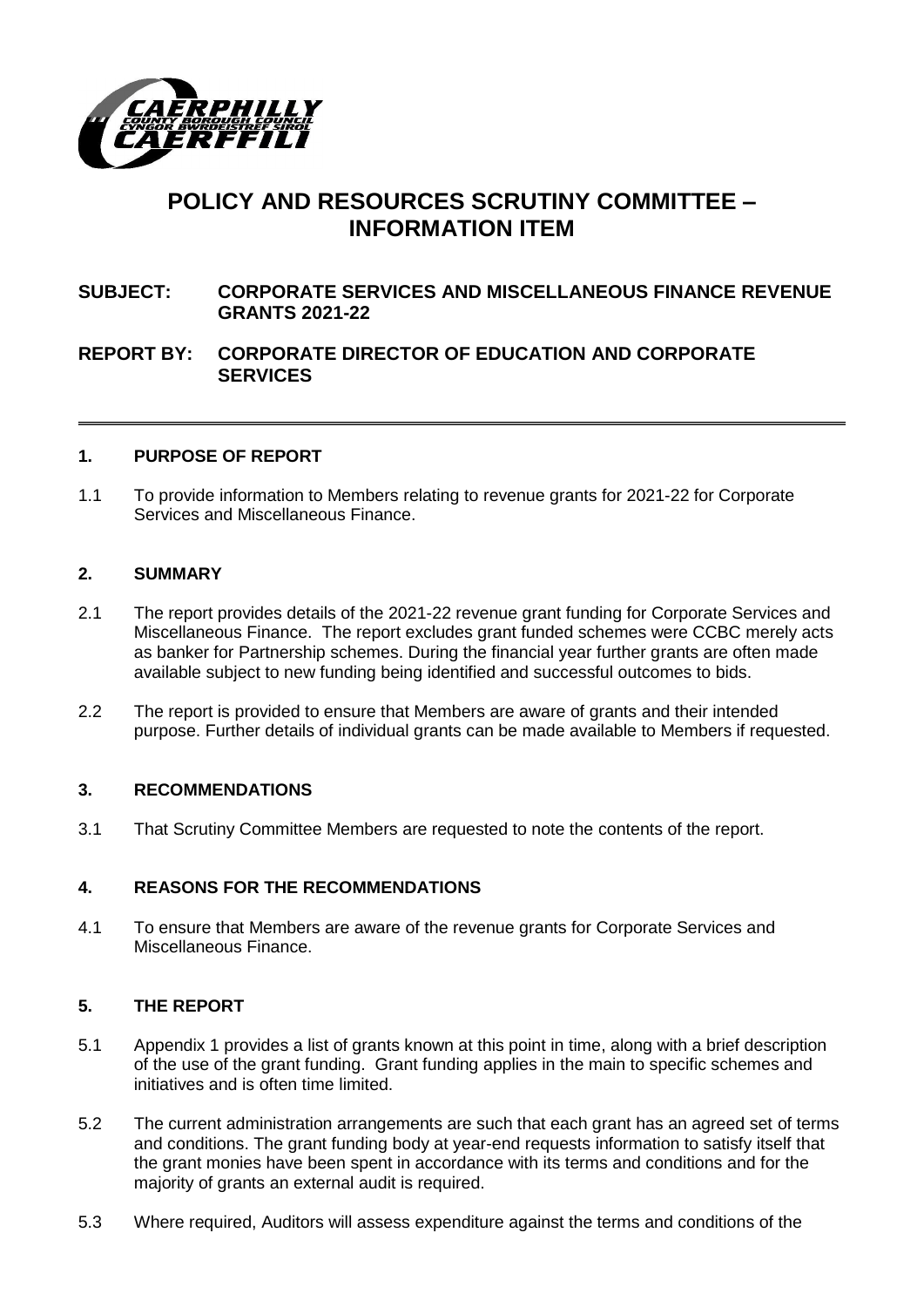# POLICY AND RESOURCES SCRUTINY COMMITTEE – INFORMATION ITEM

**SUBJECT: CORPORATE SERVICES AND MISCELLANEOUS FINANCE REVENUE GRANTS 2021-22**

**REPORT BY: CORPORATE DIRECTOR OF EDUCATION AND CORPORATE SERVICES**

---

## 1. PURPOSE OF REPORT

1.1 To provide information to Members relating to revenue grants for 2021-22 for Corporate Services and Miscellaneous Finance.

## 2. SUMMARY

2.1 The report provides details of the 2021-22 revenue grant funding for Corporate Services and Miscellaneous Finance. The report excludes grant funded schemes were CCBC merely acts as banker for Partnership schemes. During the financial year further grants are often made available subject to new funding being identified and successful outcomes to bids.

2.2 The report is provided to ensure that Members are aware of grants and their intended purpose. Further details of individual grants can be made available to Members if requested.

## 3. RECOMMENDATIONS

3.1 That Scrutiny Committee Members are requested to note the contents of the report.

## 4. REASONS FOR THE RECOMMENDATIONS

4.1 To ensure that Members are aware of the revenue grants for Corporate Services and Miscellaneous Finance.

## 5. THE REPORT

5.1 Appendix 1 provides a list of grants known at this point in time, along with a brief description of the use of the grant funding. Grant funding applies in the main to specific schemes and initiatives and is often time limited.

5.2 The current administration arrangements are such that each grant has an agreed set of terms and conditions. The grant funding body at year-end requests information to satisfy itself that the grant monies have been spent in accordance with its terms and conditions and for the majority of grants an external audit is required.

5.3 Where required, Auditors will assess expenditure against the terms and conditions of the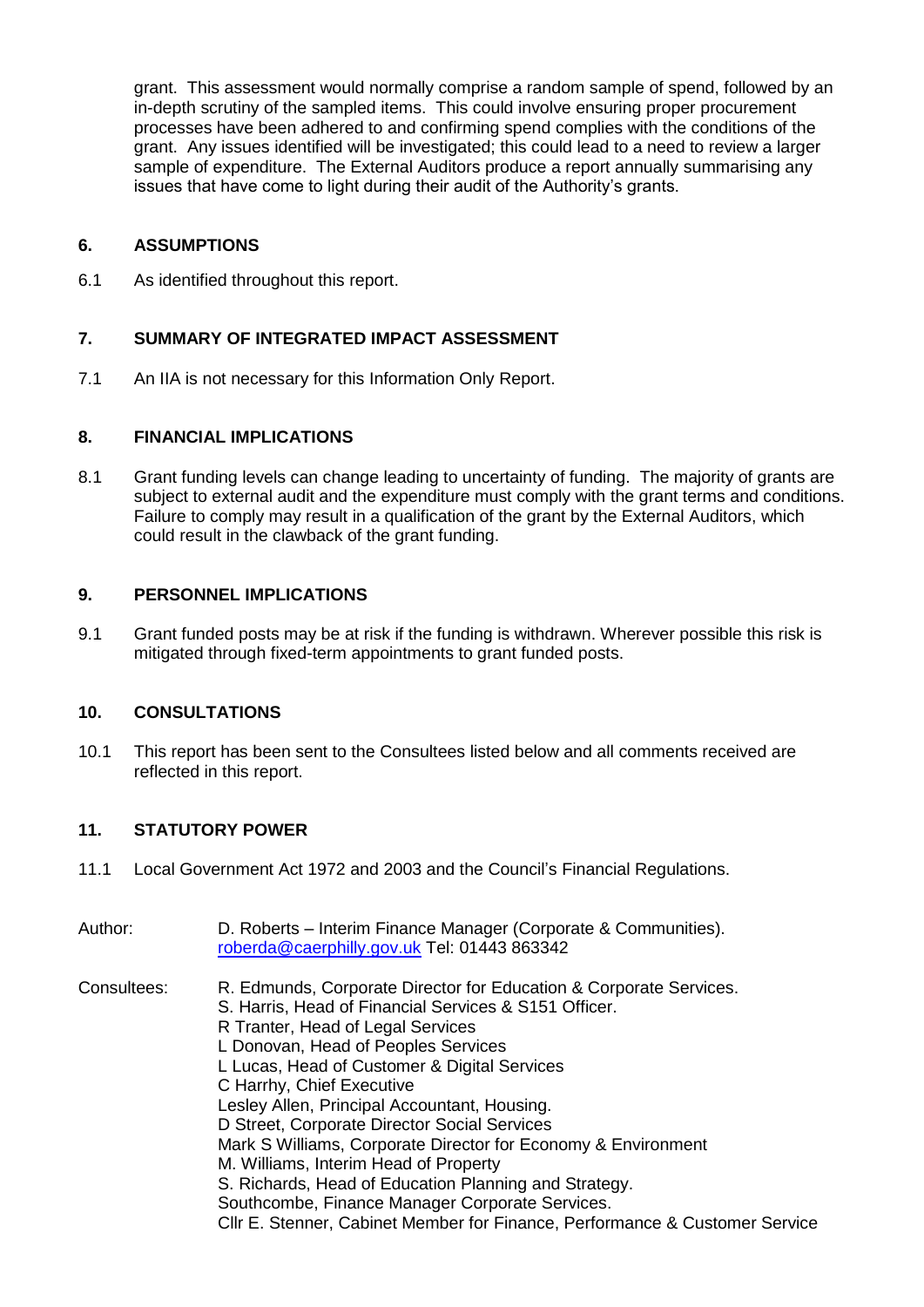grant. This assessment would normally comprise a random sample of spend, followed by an in-depth scrutiny of the sampled items. This could involve ensuring proper procurement processes have been adhered to and confirming spend complies with the conditions of the grant. Any issues identified will be investigated; this could lead to a need to review a larger sample of expenditure. The External Auditors produce a report annually summarising any issues that have come to light during their audit of the Authority's grants.

## 6. ASSUMPTIONS

6.1 As identified throughout this report.

## 7. SUMMARY OF INTEGRATED IMPACT ASSESSMENT

7.1 An IIA is not necessary for this Information Only Report.

## 8. FINANCIAL IMPLICATIONS

8.1 Grant funding levels can change leading to uncertainty of funding. The majority of grants are subject to external audit and the expenditure must comply with the grant terms and conditions. Failure to comply may result in a qualification of the grant by the External Auditors, which could result in the clawback of the grant funding.

## 9. PERSONNEL IMPLICATIONS

9.1 Grant funded posts may be at risk if the funding is withdrawn. Wherever possible this risk is mitigated through fixed-term appointments to grant funded posts.

## 10. CONSULTATIONS

10.1 This report has been sent to the Consultees listed below and all comments received are reflected in this report.

## 11. STATUTORY POWER

11.1 Local Government Act 1972 and 2003 and the Council's Financial Regulations.

Author: D. Roberts – Interim Finance Manager (Corporate & Communities).
roberda@caerphilly.gov.uk Tel: 01443 863342

Consultees:
R. Edmunds, Corporate Director for Education & Corporate Services.
S. Harris, Head of Financial Services & S151 Officer.
R Tranter, Head of Legal Services
L Donovan, Head of Peoples Services
L Lucas, Head of Customer & Digital Services
C Harrhy, Chief Executive
Lesley Allen, Principal Accountant, Housing.
D Street, Corporate Director Social Services
Mark S Williams, Corporate Director for Economy & Environment
M. Williams, Interim Head of Property
S. Richards, Head of Education Planning and Strategy.
Southcombe, Finance Manager Corporate Services.
Cllr E. Stenner, Cabinet Member for Finance, Performance & Customer Service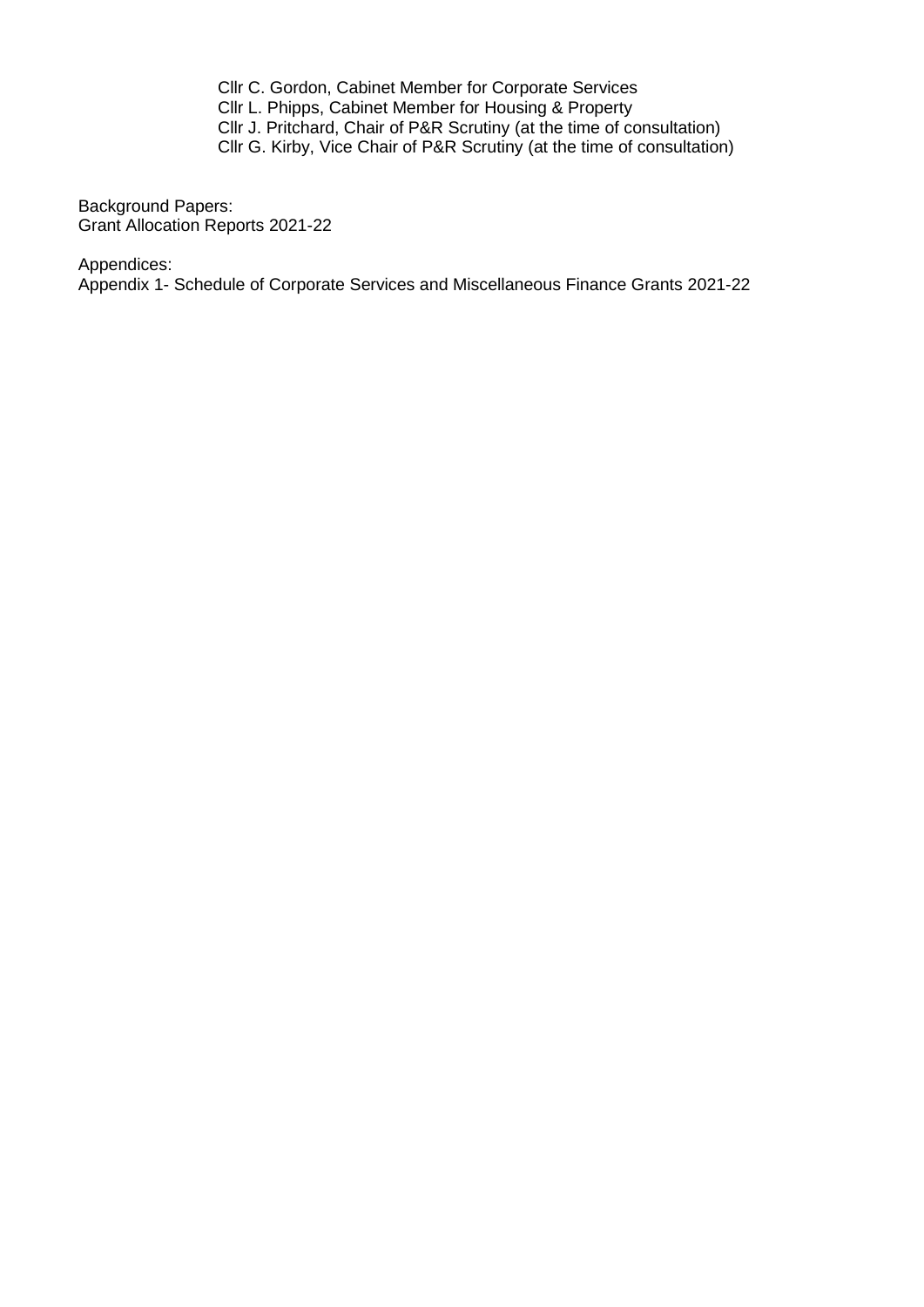Cllr C. Gordon, Cabinet Member for Corporate Services
Cllr L. Phipps, Cabinet Member for Housing & Property
Cllr J. Pritchard, Chair of P&R Scrutiny (at the time of consultation)
Cllr G. Kirby, Vice Chair of P&R Scrutiny (at the time of consultation)

Background Papers:
Grant Allocation Reports 2021-22

Appendices:
Appendix 1- Schedule of Corporate Services and Miscellaneous Finance Grants 2021-22